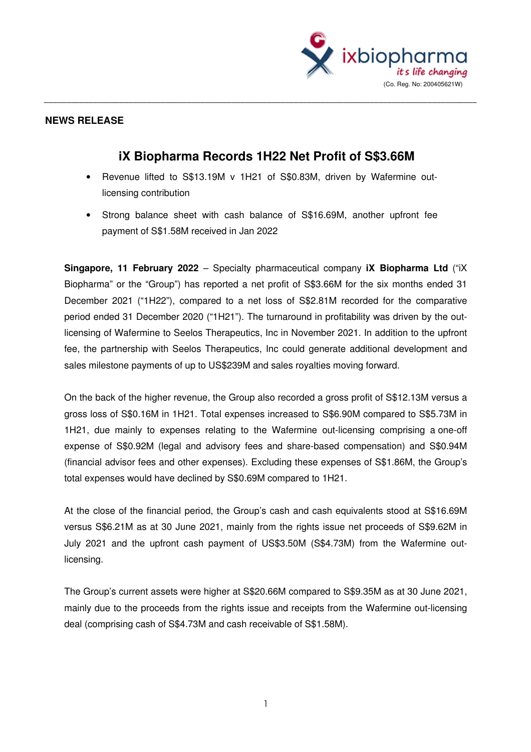ixbiopharma
*its life changing*
(Co. Reg. No: 200405621W)

**NEWS RELEASE**

# iX Biopharma Records 1H22 Net Profit of S$3.66M

- Revenue lifted to S$13.19M v 1H21 of S$0.83M, driven by Wafermine out-licensing contribution
- Strong balance sheet with cash balance of S$16.69M, another upfront fee payment of S$1.58M received in Jan 2022

**Singapore, 11 February 2022** – Specialty pharmaceutical company **iX Biopharma Ltd** ("iX Biopharma" or the "Group") has reported a net profit of S$3.66M for the six months ended 31 December 2021 ("1H22"), compared to a net loss of S$2.81M recorded for the comparative period ended 31 December 2020 ("1H21"). The turnaround in profitability was driven by the out-licensing of Wafermine to Seelos Therapeutics, Inc in November 2021. In addition to the upfront fee, the partnership with Seelos Therapeutics, Inc could generate additional development and sales milestone payments of up to US$239M and sales royalties moving forward.

On the back of the higher revenue, the Group also recorded a gross profit of S$12.13M versus a gross loss of S$0.16M in 1H21. Total expenses increased to S$6.90M compared to S$5.73M in 1H21, due mainly to expenses relating to the Wafermine out-licensing comprising a one-off expense of S$0.92M (legal and advisory fees and share-based compensation) and S$0.94M (financial advisor fees and other expenses). Excluding these expenses of S$1.86M, the Group's total expenses would have declined by S$0.69M compared to 1H21.

At the close of the financial period, the Group's cash and cash equivalents stood at S$16.69M versus S$6.21M as at 30 June 2021, mainly from the rights issue net proceeds of S$9.62M in July 2021 and the upfront cash payment of US$3.50M (S$4.73M) from the Wafermine out-licensing.

The Group's current assets were higher at S$20.66M compared to S$9.35M as at 30 June 2021, mainly due to the proceeds from the rights issue and receipts from the Wafermine out-licensing deal (comprising cash of S$4.73M and cash receivable of S$1.58M).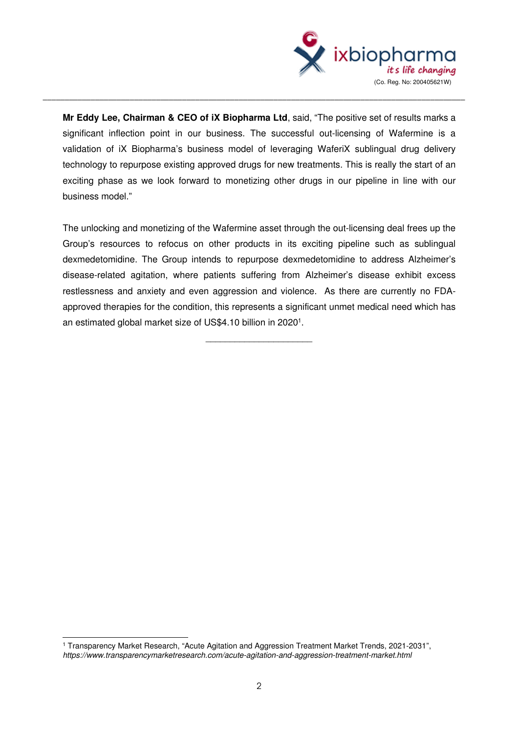**Mr Eddy Lee, Chairman & CEO of iX Biopharma Ltd**, said, "The positive set of results marks a significant inflection point in our business. The successful out-licensing of Wafermine is a validation of iX Biopharma's business model of leveraging WaferiX sublingual drug delivery technology to repurpose existing approved drugs for new treatments. This is really the start of an exciting phase as we look forward to monetizing other drugs in our pipeline in line with our business model."

The unlocking and monetizing of the Wafermine asset through the out-licensing deal frees up the Group's resources to refocus on other products in its exciting pipeline such as sublingual dexmedetomidine. The Group intends to repurpose dexmedetomidine to address Alzheimer's disease-related agitation, where patients suffering from Alzheimer's disease exhibit excess restlessness and anxiety and even aggression and violence. As there are currently no FDA-approved therapies for the condition, this represents a significant unmet medical need which has an estimated global market size of US$4.10 billion in 2020[1].

---

[1] Transparency Market Research, "Acute Agitation and Aggression Treatment Market Trends, 2021-2031", *https://www.transparencymarketresearch.com/acute-agitation-and-aggression-treatment-market.html*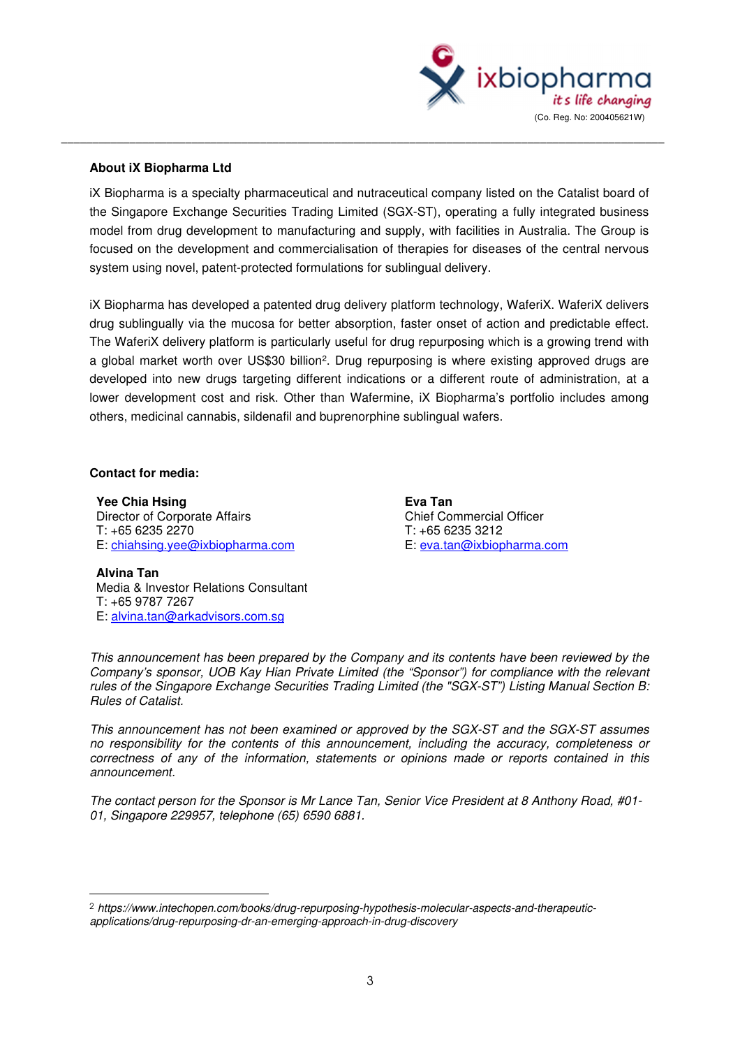## About iX Biopharma Ltd

iX Biopharma is a specialty pharmaceutical and nutraceutical company listed on the Catalist board of the Singapore Exchange Securities Trading Limited (SGX-ST), operating a fully integrated business model from drug development to manufacturing and supply, with facilities in Australia. The Group is focused on the development and commercialisation of therapies for diseases of the central nervous system using novel, patent-protected formulations for sublingual delivery.

iX Biopharma has developed a patented drug delivery platform technology, WaferiX. WaferiX delivers drug sublingually via the mucosa for better absorption, faster onset of action and predictable effect. The WaferiX delivery platform is particularly useful for drug repurposing which is a growing trend with a global market worth over US$30 billion[2]. Drug repurposing is where existing approved drugs are developed into new drugs targeting different indications or a different route of administration, at a lower development cost and risk. Other than Wafermine, iX Biopharma's portfolio includes among others, medicinal cannabis, sildenafil and buprenorphine sublingual wafers.

**Contact for media:**

**Yee Chia Hsing**
Director of Corporate Affairs
T: +65 6235 2270
E: chiahsing.yee@ixbiopharma.com

**Eva Tan**
Chief Commercial Officer
T: +65 6235 3212
E: eva.tan@ixbiopharma.com

**Alvina Tan**
Media & Investor Relations Consultant
T: +65 9787 7267
E: alvina.tan@arkadvisors.com.sg

*This announcement has been prepared by the Company and its contents have been reviewed by the Company's sponsor, UOB Kay Hian Private Limited (the "Sponsor") for compliance with the relevant rules of the Singapore Exchange Securities Trading Limited (the "SGX-ST") Listing Manual Section B: Rules of Catalist.*

*This announcement has not been examined or approved by the SGX-ST and the SGX-ST assumes no responsibility for the contents of this announcement, including the accuracy, completeness or correctness of any of the information, statements or opinions made or reports contained in this announcement.*

*The contact person for the Sponsor is Mr Lance Tan, Senior Vice President at 8 Anthony Road, #01-01, Singapore 229957, telephone (65) 6590 6881.*

---

[2] *https://www.intechopen.com/books/drug-repurposing-hypothesis-molecular-aspects-and-therapeutic-applications/drug-repurposing-dr-an-emerging-approach-in-drug-discovery*